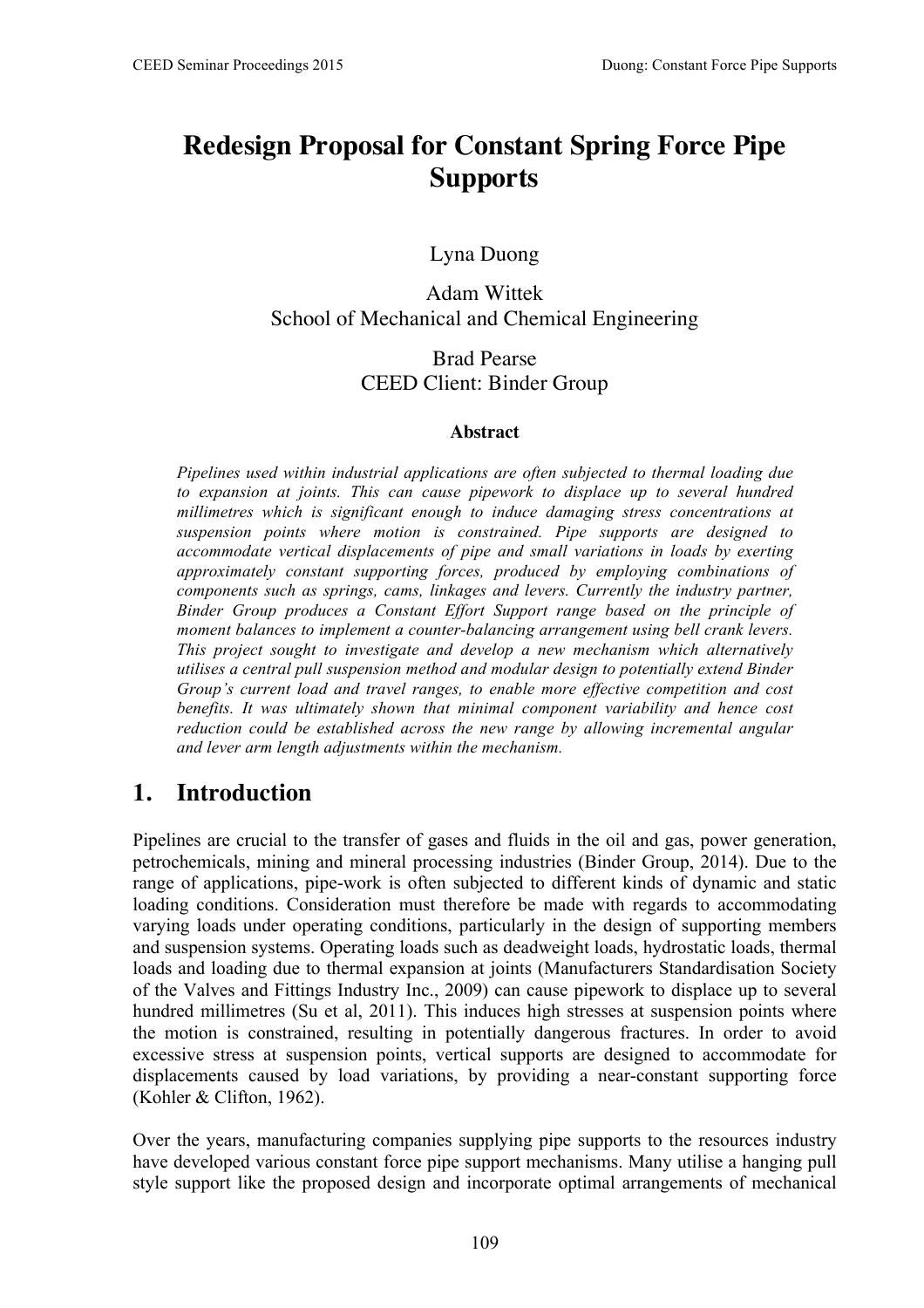# Redesign Proposal for Constant Spring Force Pipe Supports

Lyna Duong

Adam Wittek
School of Mechanical and Chemical Engineering

Brad Pearse
CEED Client: Binder Group

### Abstract

*Pipelines used within industrial applications are often subjected to thermal loading due to expansion at joints. This can cause pipework to displace up to several hundred millimetres which is significant enough to induce damaging stress concentrations at suspension points where motion is constrained. Pipe supports are designed to accommodate vertical displacements of pipe and small variations in loads by exerting approximately constant supporting forces, produced by employing combinations of components such as springs, cams, linkages and levers. Currently the industry partner, Binder Group produces a Constant Effort Support range based on the principle of moment balances to implement a counter-balancing arrangement using bell crank levers. This project sought to investigate and develop a new mechanism which alternatively utilises a central pull suspension method and modular design to potentially extend Binder Group's current load and travel ranges, to enable more effective competition and cost benefits. It was ultimately shown that minimal component variability and hence cost reduction could be established across the new range by allowing incremental angular and lever arm length adjustments within the mechanism.*

## 1. Introduction

Pipelines are crucial to the transfer of gases and fluids in the oil and gas, power generation, petrochemicals, mining and mineral processing industries (Binder Group, 2014). Due to the range of applications, pipe-work is often subjected to different kinds of dynamic and static loading conditions. Consideration must therefore be made with regards to accommodating varying loads under operating conditions, particularly in the design of supporting members and suspension systems. Operating loads such as deadweight loads, hydrostatic loads, thermal loads and loading due to thermal expansion at joints (Manufacturers Standardisation Society of the Valves and Fittings Industry Inc., 2009) can cause pipework to displace up to several hundred millimetres (Su et al, 2011). This induces high stresses at suspension points where the motion is constrained, resulting in potentially dangerous fractures. In order to avoid excessive stress at suspension points, vertical supports are designed to accommodate for displacements caused by load variations, by providing a near-constant supporting force (Kohler & Clifton, 1962).

Over the years, manufacturing companies supplying pipe supports to the resources industry have developed various constant force pipe support mechanisms. Many utilise a hanging pull style support like the proposed design and incorporate optimal arrangements of mechanical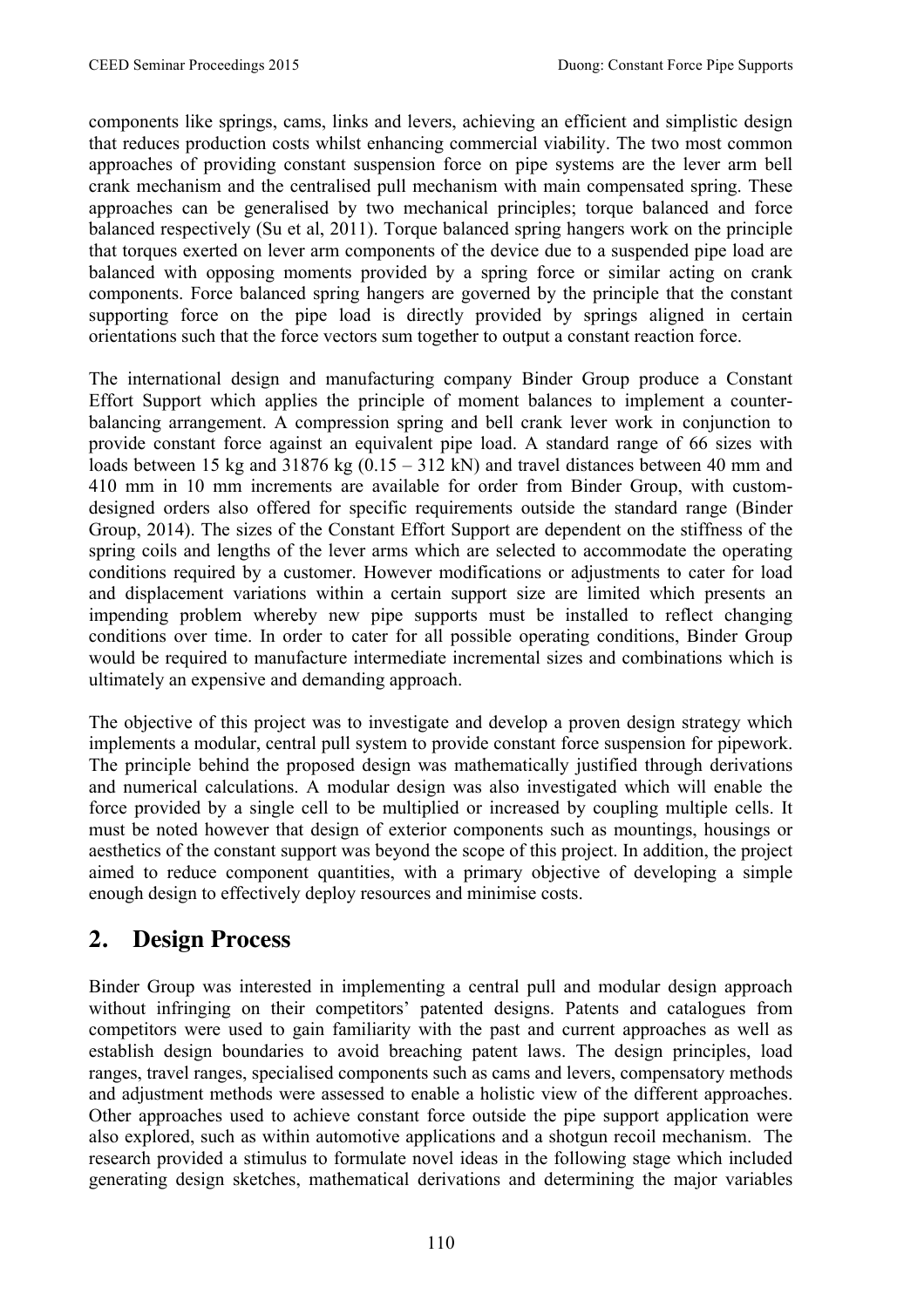components like springs, cams, links and levers, achieving an efficient and simplistic design that reduces production costs whilst enhancing commercial viability. The two most common approaches of providing constant suspension force on pipe systems are the lever arm bell crank mechanism and the centralised pull mechanism with main compensated spring. These approaches can be generalised by two mechanical principles; torque balanced and force balanced respectively (Su et al, 2011). Torque balanced spring hangers work on the principle that torques exerted on lever arm components of the device due to a suspended pipe load are balanced with opposing moments provided by a spring force or similar acting on crank components. Force balanced spring hangers are governed by the principle that the constant supporting force on the pipe load is directly provided by springs aligned in certain orientations such that the force vectors sum together to output a constant reaction force.

The international design and manufacturing company Binder Group produce a Constant Effort Support which applies the principle of moment balances to implement a counter-balancing arrangement. A compression spring and bell crank lever work in conjunction to provide constant force against an equivalent pipe load. A standard range of 66 sizes with loads between 15 kg and 31876 kg (0.15 – 312 kN) and travel distances between 40 mm and 410 mm in 10 mm increments are available for order from Binder Group, with custom-designed orders also offered for specific requirements outside the standard range (Binder Group, 2014). The sizes of the Constant Effort Support are dependent on the stiffness of the spring coils and lengths of the lever arms which are selected to accommodate the operating conditions required by a customer. However modifications or adjustments to cater for load and displacement variations within a certain support size are limited which presents an impending problem whereby new pipe supports must be installed to reflect changing conditions over time. In order to cater for all possible operating conditions, Binder Group would be required to manufacture intermediate incremental sizes and combinations which is ultimately an expensive and demanding approach.

The objective of this project was to investigate and develop a proven design strategy which implements a modular, central pull system to provide constant force suspension for pipework. The principle behind the proposed design was mathematically justified through derivations and numerical calculations. A modular design was also investigated which will enable the force provided by a single cell to be multiplied or increased by coupling multiple cells. It must be noted however that design of exterior components such as mountings, housings or aesthetics of the constant support was beyond the scope of this project. In addition, the project aimed to reduce component quantities, with a primary objective of developing a simple enough design to effectively deploy resources and minimise costs.

## 2. Design Process

Binder Group was interested in implementing a central pull and modular design approach without infringing on their competitors' patented designs. Patents and catalogues from competitors were used to gain familiarity with the past and current approaches as well as establish design boundaries to avoid breaching patent laws. The design principles, load ranges, travel ranges, specialised components such as cams and levers, compensatory methods and adjustment methods were assessed to enable a holistic view of the different approaches. Other approaches used to achieve constant force outside the pipe support application were also explored, such as within automotive applications and a shotgun recoil mechanism. The research provided a stimulus to formulate novel ideas in the following stage which included generating design sketches, mathematical derivations and determining the major variables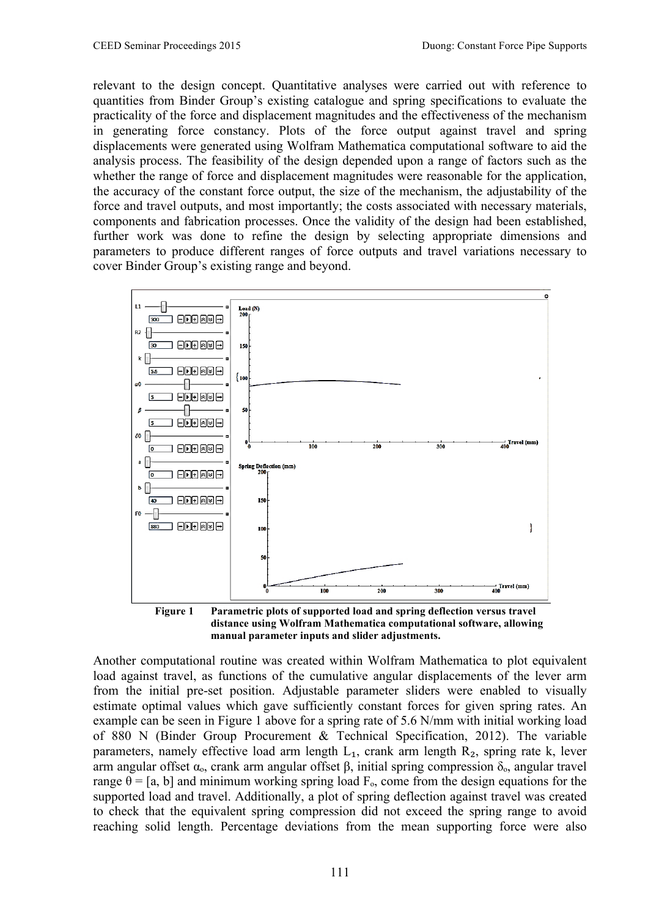relevant to the design concept. Quantitative analyses were carried out with reference to quantities from Binder Group's existing catalogue and spring specifications to evaluate the practicality of the force and displacement magnitudes and the effectiveness of the mechanism in generating force constancy. Plots of the force output against travel and spring displacements were generated using Wolfram Mathematica computational software to aid the analysis process. The feasibility of the design depended upon a range of factors such as the whether the range of force and displacement magnitudes were reasonable for the application, the accuracy of the constant force output, the size of the mechanism, the adjustability of the force and travel outputs, and most importantly; the costs associated with necessary materials, components and fabrication processes. Once the validity of the design had been established, further work was done to refine the design by selecting appropriate dimensions and parameters to produce different ranges of force outputs and travel variations necessary to cover Binder Group's existing range and beyond.

**Figure 1** **Parametric plots of supported load and spring deflection versus travel distance using Wolfram Mathematica computational software, allowing manual parameter inputs and slider adjustments.**

Another computational routine was created within Wolfram Mathematica to plot equivalent load against travel, as functions of the cumulative angular displacements of the lever arm from the initial pre-set position. Adjustable parameter sliders were enabled to visually estimate optimal values which gave sufficiently constant forces for given spring rates. An example can be seen in Figure 1 above for a spring rate of 5.6 N/mm with initial working load of 880 N (Binder Group Procurement & Technical Specification, 2012). The variable parameters, namely effective load arm length $L_1$, crank arm length $R_2$, spring rate k, lever arm angular offset $\alpha_o$, crank arm angular offset $\beta$, initial spring compression $\delta_o$, angular travel range $\theta = [a, b]$ and minimum working spring load $F_o$, come from the design equations for the supported load and travel. Additionally, a plot of spring deflection against travel was created to check that the equivalent spring compression did not exceed the spring range to avoid reaching solid length. Percentage deviations from the mean supporting force were also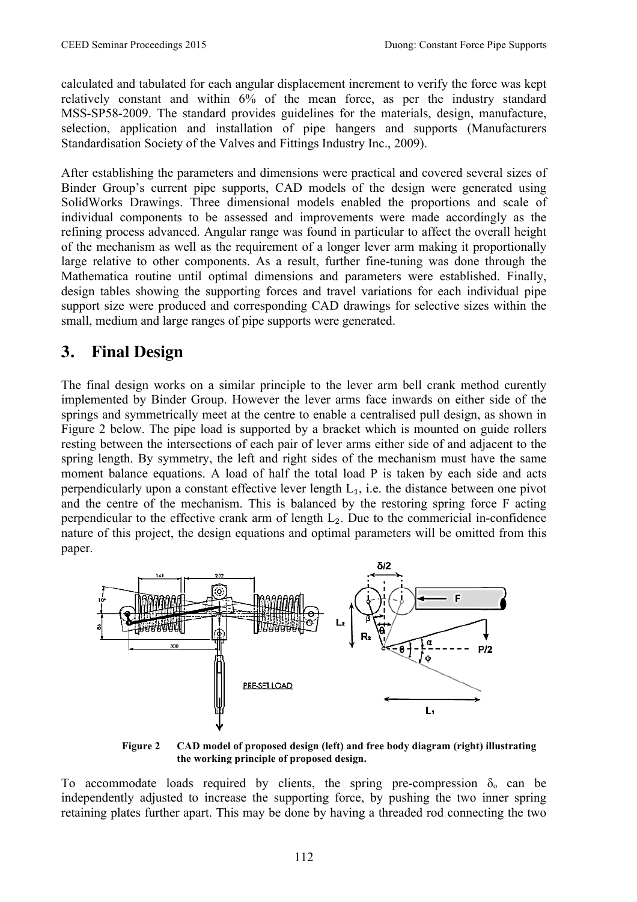calculated and tabulated for each angular displacement increment to verify the force was kept relatively constant and within 6% of the mean force, as per the industry standard MSS-SP58-2009. The standard provides guidelines for the materials, design, manufacture, selection, application and installation of pipe hangers and supports (Manufacturers Standardisation Society of the Valves and Fittings Industry Inc., 2009).

After establishing the parameters and dimensions were practical and covered several sizes of Binder Group's current pipe supports, CAD models of the design were generated using SolidWorks Drawings. Three dimensional models enabled the proportions and scale of individual components to be assessed and improvements were made accordingly as the refining process advanced. Angular range was found in particular to affect the overall height of the mechanism as well as the requirement of a longer lever arm making it proportionally large relative to other components. As a result, further fine-tuning was done through the Mathematica routine until optimal dimensions and parameters were established. Finally, design tables showing the supporting forces and travel variations for each individual pipe support size were produced and corresponding CAD drawings for selective sizes within the small, medium and large ranges of pipe supports were generated.

## 3. Final Design

The final design works on a similar principle to the lever arm bell crank method curently implemented by Binder Group. However the lever arms face inwards on either side of the springs and symmetrically meet at the centre to enable a centralised pull design, as shown in Figure 2 below. The pipe load is supported by a bracket which is mounted on guide rollers resting between the intersections of each pair of lever arms either side of and adjacent to the spring length. By symmetry, the left and right sides of the mechanism must have the same moment balance equations. A load of half the total load P is taken by each side and acts perpendicularly upon a constant effective lever length $L_1$, i.e. the distance between one pivot and the centre of the mechanism. This is balanced by the restoring spring force F acting perpendicular to the effective crank arm of length $L_2$. Due to the commericial in-confidence nature of this project, the design equations and optimal parameters will be omitted from this paper.

**Figure 2 CAD model of proposed design (left) and free body diagram (right) illustrating the working principle of proposed design.**

To accommodate loads required by clients, the spring pre-compression $\delta_o$ can be independently adjusted to increase the supporting force, by pushing the two inner spring retaining plates further apart. This may be done by having a threaded rod connecting the two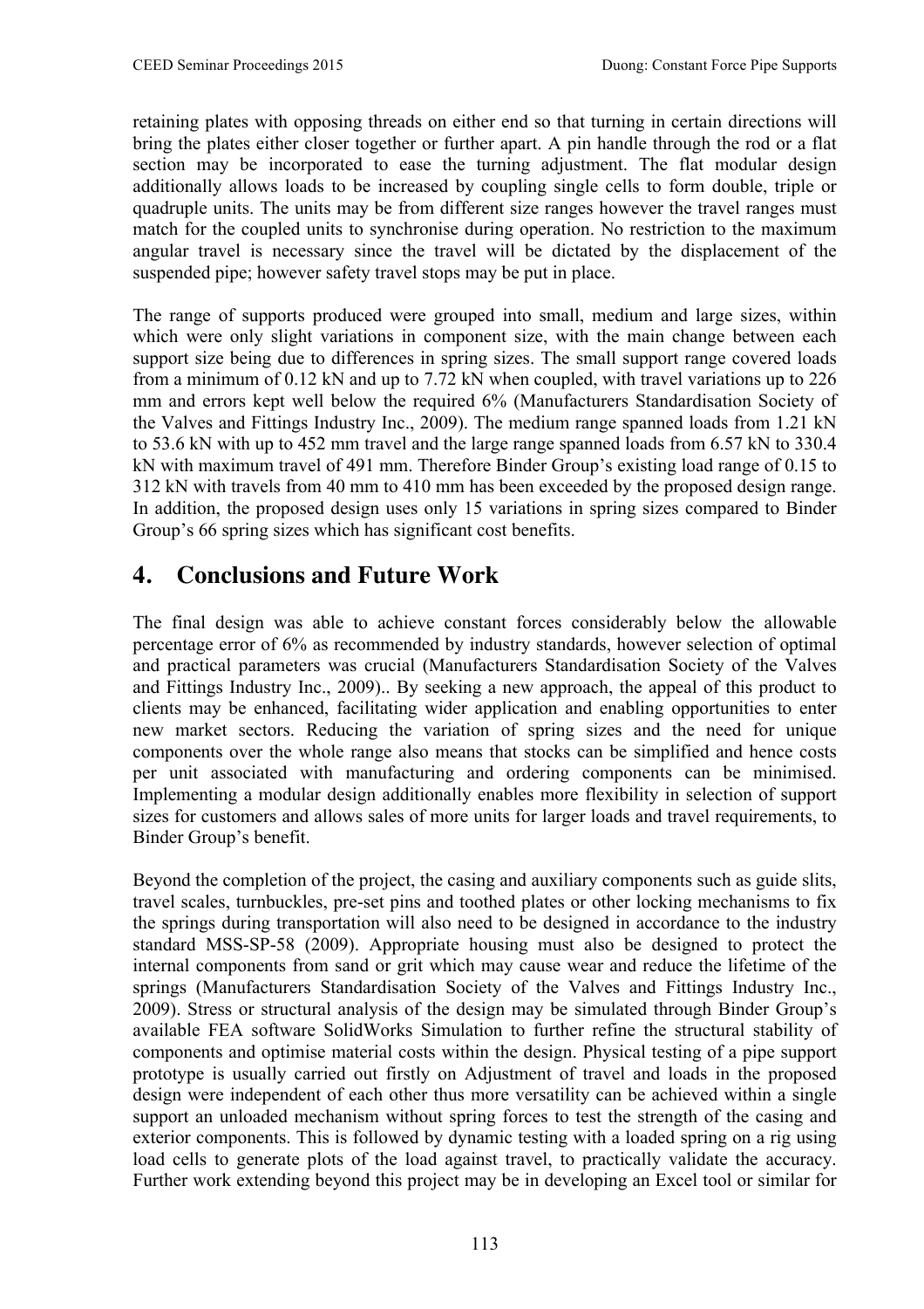retaining plates with opposing threads on either end so that turning in certain directions will bring the plates either closer together or further apart. A pin handle through the rod or a flat section may be incorporated to ease the turning adjustment. The flat modular design additionally allows loads to be increased by coupling single cells to form double, triple or quadruple units. The units may be from different size ranges however the travel ranges must match for the coupled units to synchronise during operation. No restriction to the maximum angular travel is necessary since the travel will be dictated by the displacement of the suspended pipe; however safety travel stops may be put in place.

The range of supports produced were grouped into small, medium and large sizes, within which were only slight variations in component size, with the main change between each support size being due to differences in spring sizes. The small support range covered loads from a minimum of 0.12 kN and up to 7.72 kN when coupled, with travel variations up to 226 mm and errors kept well below the required 6% (Manufacturers Standardisation Society of the Valves and Fittings Industry Inc., 2009). The medium range spanned loads from 1.21 kN to 53.6 kN with up to 452 mm travel and the large range spanned loads from 6.57 kN to 330.4 kN with maximum travel of 491 mm. Therefore Binder Group's existing load range of 0.15 to 312 kN with travels from 40 mm to 410 mm has been exceeded by the proposed design range. In addition, the proposed design uses only 15 variations in spring sizes compared to Binder Group's 66 spring sizes which has significant cost benefits.

## 4. Conclusions and Future Work

The final design was able to achieve constant forces considerably below the allowable percentage error of 6% as recommended by industry standards, however selection of optimal and practical parameters was crucial (Manufacturers Standardisation Society of the Valves and Fittings Industry Inc., 2009).. By seeking a new approach, the appeal of this product to clients may be enhanced, facilitating wider application and enabling opportunities to enter new market sectors. Reducing the variation of spring sizes and the need for unique components over the whole range also means that stocks can be simplified and hence costs per unit associated with manufacturing and ordering components can be minimised. Implementing a modular design additionally enables more flexibility in selection of support sizes for customers and allows sales of more units for larger loads and travel requirements, to Binder Group's benefit.

Beyond the completion of the project, the casing and auxiliary components such as guide slits, travel scales, turnbuckles, pre-set pins and toothed plates or other locking mechanisms to fix the springs during transportation will also need to be designed in accordance to the industry standard MSS-SP-58 (2009). Appropriate housing must also be designed to protect the internal components from sand or grit which may cause wear and reduce the lifetime of the springs (Manufacturers Standardisation Society of the Valves and Fittings Industry Inc., 2009). Stress or structural analysis of the design may be simulated through Binder Group's available FEA software SolidWorks Simulation to further refine the structural stability of components and optimise material costs within the design. Physical testing of a pipe support prototype is usually carried out firstly on Adjustment of travel and loads in the proposed design were independent of each other thus more versatility can be achieved within a single support an unloaded mechanism without spring forces to test the strength of the casing and exterior components. This is followed by dynamic testing with a loaded spring on a rig using load cells to generate plots of the load against travel, to practically validate the accuracy. Further work extending beyond this project may be in developing an Excel tool or similar for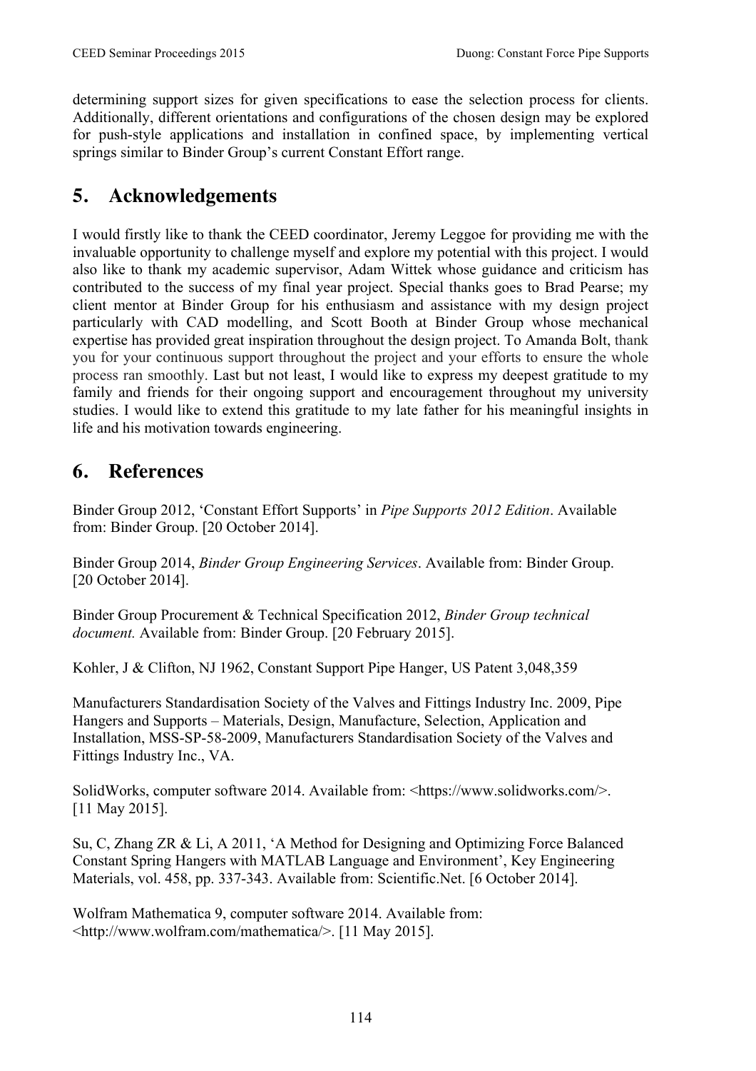determining support sizes for given specifications to ease the selection process for clients. Additionally, different orientations and configurations of the chosen design may be explored for push-style applications and installation in confined space, by implementing vertical springs similar to Binder Group's current Constant Effort range.

## 5. Acknowledgements

I would firstly like to thank the CEED coordinator, Jeremy Leggoe for providing me with the invaluable opportunity to challenge myself and explore my potential with this project. I would also like to thank my academic supervisor, Adam Wittek whose guidance and criticism has contributed to the success of my final year project. Special thanks goes to Brad Pearse; my client mentor at Binder Group for his enthusiasm and assistance with my design project particularly with CAD modelling, and Scott Booth at Binder Group whose mechanical expertise has provided great inspiration throughout the design project. To Amanda Bolt, thank you for your continuous support throughout the project and your efforts to ensure the whole process ran smoothly. Last but not least, I would like to express my deepest gratitude to my family and friends for their ongoing support and encouragement throughout my university studies. I would like to extend this gratitude to my late father for his meaningful insights in life and his motivation towards engineering.

## 6. References

Binder Group 2012, 'Constant Effort Supports' in *Pipe Supports 2012 Edition*. Available from: Binder Group. [20 October 2014].

Binder Group 2014, *Binder Group Engineering Services*. Available from: Binder Group. [20 October 2014].

Binder Group Procurement & Technical Specification 2012, *Binder Group technical document.* Available from: Binder Group. [20 February 2015].

Kohler, J & Clifton, NJ 1962, Constant Support Pipe Hanger, US Patent 3,048,359

Manufacturers Standardisation Society of the Valves and Fittings Industry Inc. 2009, Pipe Hangers and Supports – Materials, Design, Manufacture, Selection, Application and Installation, MSS-SP-58-2009, Manufacturers Standardisation Society of the Valves and Fittings Industry Inc., VA.

SolidWorks, computer software 2014. Available from: <https://www.solidworks.com/>. [11 May 2015].

Su, C, Zhang ZR & Li, A 2011, 'A Method for Designing and Optimizing Force Balanced Constant Spring Hangers with MATLAB Language and Environment', Key Engineering Materials, vol. 458, pp. 337-343. Available from: Scientific.Net. [6 October 2014].

Wolfram Mathematica 9, computer software 2014. Available from: <http://www.wolfram.com/mathematica/>. [11 May 2015].